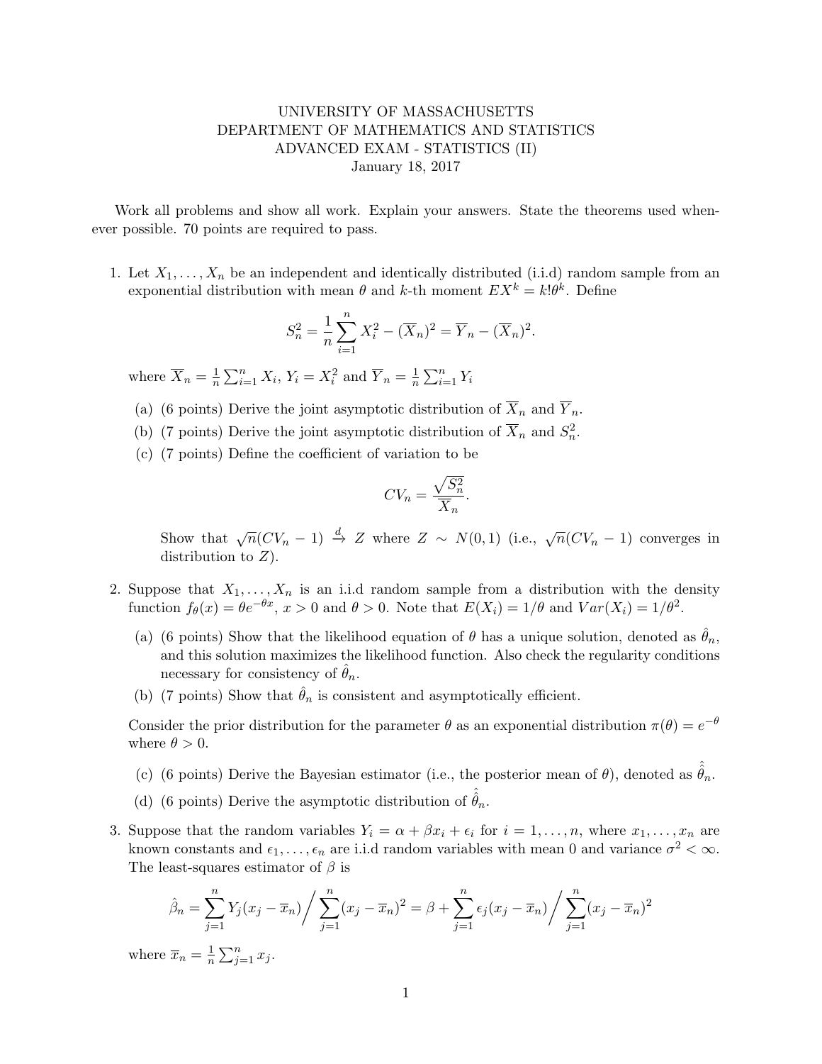UNIVERSITY OF MASSACHUSETTS
DEPARTMENT OF MATHEMATICS AND STATISTICS
ADVANCED EXAM - STATISTICS (II)
January 18, 2017

Work all problems and show all work. Explain your answers. State the theorems used whenever possible. 70 points are required to pass.

1. Let $X_1, \ldots, X_n$ be an independent and identically distributed (i.i.d) random sample from an exponential distribution with mean $\theta$ and $k$-th moment $EX^k = k!\theta^k$. Define

$$S_n^2 = \frac{1}{n}\sum_{i=1}^{n} X_i^2 - (\overline{X}_n)^2 = \overline{Y}_n - (\overline{X}_n)^2.$$

where $\overline{X}_n = \frac{1}{n}\sum_{i=1}^{n} X_i$, $Y_i = X_i^2$ and $\overline{Y}_n = \frac{1}{n}\sum_{i=1}^{n} Y_i$

   (a) (6 points) Derive the joint asymptotic distribution of $\overline{X}_n$ and $\overline{Y}_n$.

   (b) (7 points) Derive the joint asymptotic distribution of $\overline{X}_n$ and $S_n^2$.

   (c) (7 points) Define the coefficient of variation to be

$$CV_n = \frac{\sqrt{S_n^2}}{\overline{X}_n}.$$

   Show that $\sqrt{n}(CV_n - 1) \xrightarrow{d} Z$ where $Z \sim N(0,1)$ (i.e., $\sqrt{n}(CV_n - 1)$ converges in distribution to $Z$).

2. Suppose that $X_1, \ldots, X_n$ is an i.i.d random sample from a distribution with the density function $f_\theta(x) = \theta e^{-\theta x}$, $x > 0$ and $\theta > 0$. Note that $E(X_i) = 1/\theta$ and $Var(X_i) = 1/\theta^2$.

   (a) (6 points) Show that the likelihood equation of $\theta$ has a unique solution, denoted as $\hat{\theta}_n$, and this solution maximizes the likelihood function. Also check the regularity conditions necessary for consistency of $\hat{\theta}_n$.

   (b) (7 points) Show that $\hat{\theta}_n$ is consistent and asymptotically efficient.

   Consider the prior distribution for the parameter $\theta$ as an exponential distribution $\pi(\theta) = e^{-\theta}$ where $\theta > 0$.

   (c) (6 points) Derive the Bayesian estimator (i.e., the posterior mean of $\theta$), denoted as $\hat{\hat{\theta}}_n$.

   (d) (6 points) Derive the asymptotic distribution of $\hat{\hat{\theta}}_n$.

3. Suppose that the random variables $Y_i = \alpha + \beta x_i + \epsilon_i$ for $i = 1, \ldots, n$, where $x_1, \ldots, x_n$ are known constants and $\epsilon_1, \ldots, \epsilon_n$ are i.i.d random variables with mean 0 and variance $\sigma^2 < \infty$. The least-squares estimator of $\beta$ is

$$\hat{\beta}_n = \sum_{j=1}^{n} Y_j(x_j - \overline{x}_n) \Big/ \sum_{j=1}^{n} (x_j - \overline{x}_n)^2 = \beta + \sum_{j=1}^{n} \epsilon_j(x_j - \overline{x}_n) \Big/ \sum_{j=1}^{n} (x_j - \overline{x}_n)^2$$

where $\overline{x}_n = \frac{1}{n}\sum_{j=1}^{n} x_j$.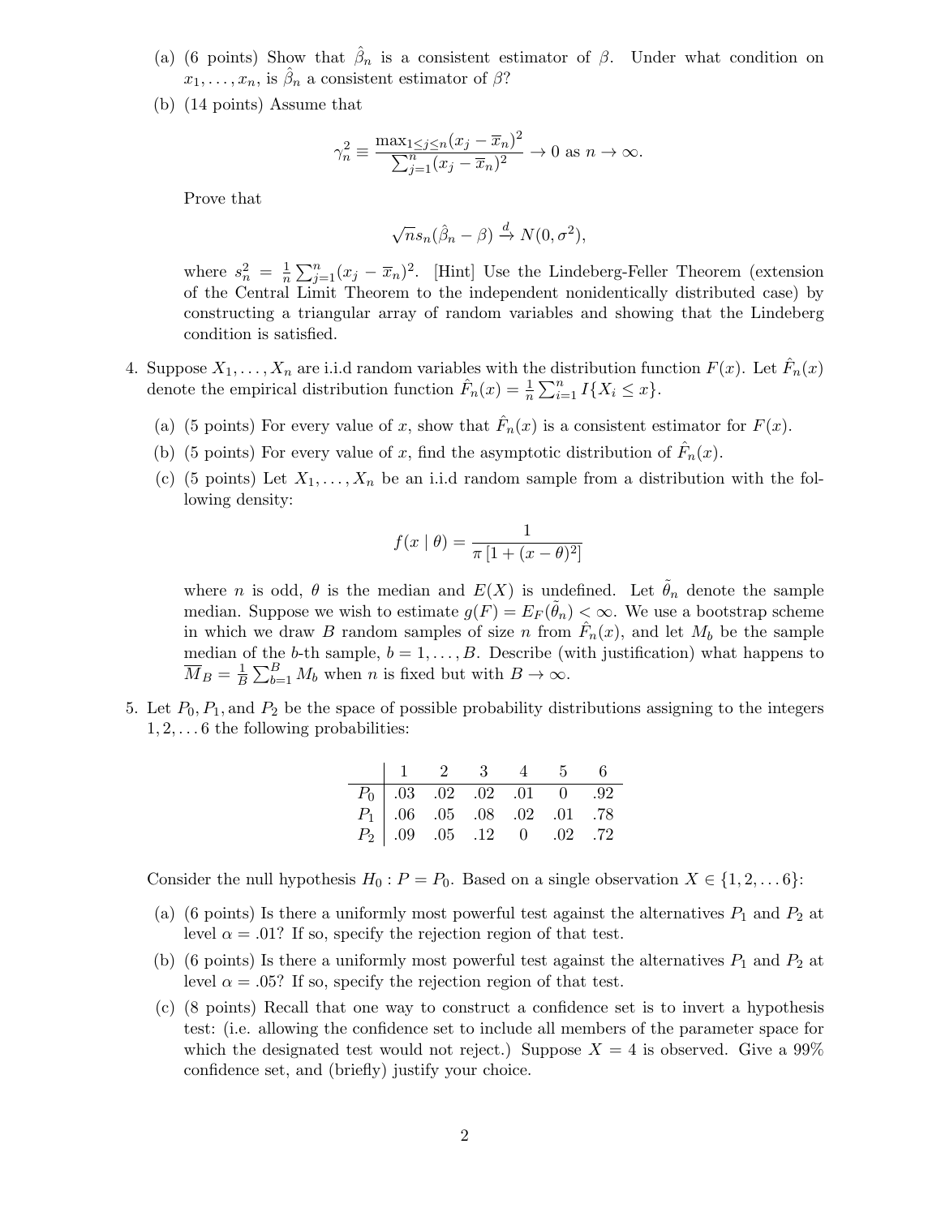(a) (6 points) Show that $\hat{\beta}_n$ is a consistent estimator of $\beta$. Under what condition on $x_1, \ldots, x_n$, is $\hat{\beta}_n$ a consistent estimator of $\beta$?

(b) (14 points) Assume that

$$\gamma_n^2 \equiv \frac{\max_{1 \le j \le n}(x_j - \overline{x}_n)^2}{\sum_{j=1}^n (x_j - \overline{x}_n)^2} \to 0 \text{ as } n \to \infty.$$

Prove that

$$\sqrt{n} s_n (\hat{\beta}_n - \beta) \xrightarrow{d} N(0, \sigma^2),$$

where $s_n^2 = \frac{1}{n}\sum_{j=1}^n (x_j - \overline{x}_n)^2$. [Hint] Use the Lindeberg-Feller Theorem (extension of the Central Limit Theorem to the independent nonidentically distributed case) by constructing a triangular array of random variables and showing that the Lindeberg condition is satisfied.

4. Suppose $X_1, \ldots, X_n$ are i.i.d random variables with the distribution function $F(x)$. Let $\hat{F}_n(x)$ denote the empirical distribution function $\hat{F}_n(x) = \frac{1}{n}\sum_{i=1}^n I\{X_i \le x\}$.

   (a) (5 points) For every value of $x$, show that $\hat{F}_n(x)$ is a consistent estimator for $F(x)$.

   (b) (5 points) For every value of $x$, find the asymptotic distribution of $\hat{F}_n(x)$.

   (c) (5 points) Let $X_1, \ldots, X_n$ be an i.i.d random sample from a distribution with the following density:

$$f(x \mid \theta) = \frac{1}{\pi\left[1 + (x - \theta)^2\right]}$$

   where $n$ is odd, $\theta$ is the median and $E(X)$ is undefined. Let $\tilde{\theta}_n$ denote the sample median. Suppose we wish to estimate $g(F) = E_F(\tilde{\theta}_n) < \infty$. We use a bootstrap scheme in which we draw $B$ random samples of size $n$ from $\hat{F}_n(x)$, and let $M_b$ be the sample median of the $b$-th sample, $b = 1, \ldots, B$. Describe (with justification) what happens to $\overline{M}_B = \frac{1}{B}\sum_{b=1}^B M_b$ when $n$ is fixed but with $B \to \infty$.

5. Let $P_0, P_1$, and $P_2$ be the space of possible probability distributions assigning to the integers $1, 2, \ldots 6$ the following probabilities:

| | 1 | 2 | 3 | 4 | 5 | 6 |
|---|---|---|---|---|---|---|
| $P_0$ | .03 | .02 | .02 | .01 | 0 | .92 |
| $P_1$ | .06 | .05 | .08 | .02 | .01 | .78 |
| $P_2$ | .09 | .05 | .12 | 0 | .02 | .72 |

Consider the null hypothesis $H_0 : P = P_0$. Based on a single observation $X \in \{1, 2, \ldots 6\}$:

   (a) (6 points) Is there a uniformly most powerful test against the alternatives $P_1$ and $P_2$ at level $\alpha = .01$? If so, specify the rejection region of that test.

   (b) (6 points) Is there a uniformly most powerful test against the alternatives $P_1$ and $P_2$ at level $\alpha = .05$? If so, specify the rejection region of that test.

   (c) (8 points) Recall that one way to construct a confidence set is to invert a hypothesis test: (i.e. allowing the confidence set to include all members of the parameter space for which the designated test would not reject.) Suppose $X = 4$ is observed. Give a 99% confidence set, and (briefly) justify your choice.